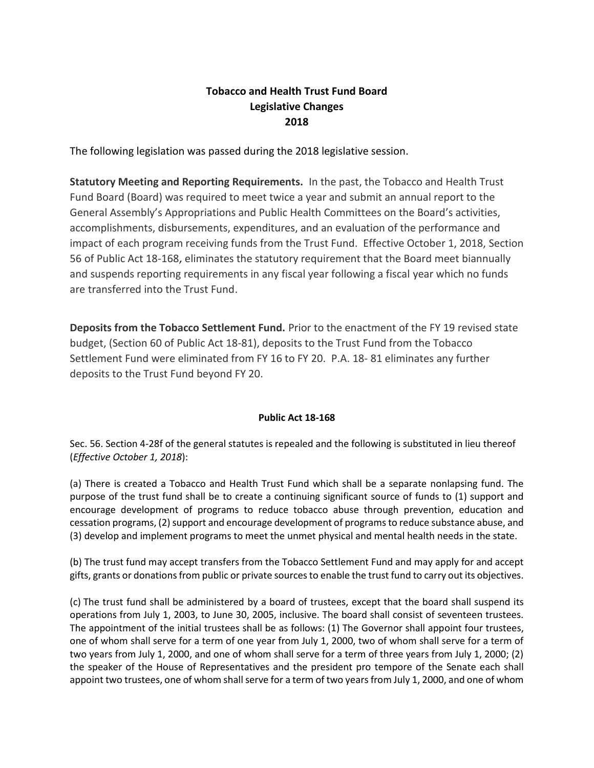**Tobacco and Health Trust Fund Board**
**Legislative Changes**
**2018**

The following legislation was passed during the 2018 legislative session.

**Statutory Meeting and Reporting Requirements.** In the past, the Tobacco and Health Trust Fund Board (Board) was required to meet twice a year and submit an annual report to the General Assembly's Appropriations and Public Health Committees on the Board's activities, accomplishments, disbursements, expenditures, and an evaluation of the performance and impact of each program receiving funds from the Trust Fund. Effective October 1, 2018, Section 56 of Public Act 18-168, eliminates the statutory requirement that the Board meet biannually and suspends reporting requirements in any fiscal year following a fiscal year which no funds are transferred into the Trust Fund.

**Deposits from the Tobacco Settlement Fund.** Prior to the enactment of the FY 19 revised state budget, (Section 60 of Public Act 18-81), deposits to the Trust Fund from the Tobacco Settlement Fund were eliminated from FY 16 to FY 20. P.A. 18- 81 eliminates any further deposits to the Trust Fund beyond FY 20.

**Public Act 18-168**

Sec. 56. Section 4-28f of the general statutes is repealed and the following is substituted in lieu thereof (*Effective October 1, 2018*):

(a) There is created a Tobacco and Health Trust Fund which shall be a separate nonlapsing fund. The purpose of the trust fund shall be to create a continuing significant source of funds to (1) support and encourage development of programs to reduce tobacco abuse through prevention, education and cessation programs, (2) support and encourage development of programs to reduce substance abuse, and (3) develop and implement programs to meet the unmet physical and mental health needs in the state.

(b) The trust fund may accept transfers from the Tobacco Settlement Fund and may apply for and accept gifts, grants or donations from public or private sources to enable the trust fund to carry out its objectives.

(c) The trust fund shall be administered by a board of trustees, except that the board shall suspend its operations from July 1, 2003, to June 30, 2005, inclusive. The board shall consist of seventeen trustees. The appointment of the initial trustees shall be as follows: (1) The Governor shall appoint four trustees, one of whom shall serve for a term of one year from July 1, 2000, two of whom shall serve for a term of two years from July 1, 2000, and one of whom shall serve for a term of three years from July 1, 2000; (2) the speaker of the House of Representatives and the president pro tempore of the Senate each shall appoint two trustees, one of whom shall serve for a term of two years from July 1, 2000, and one of whom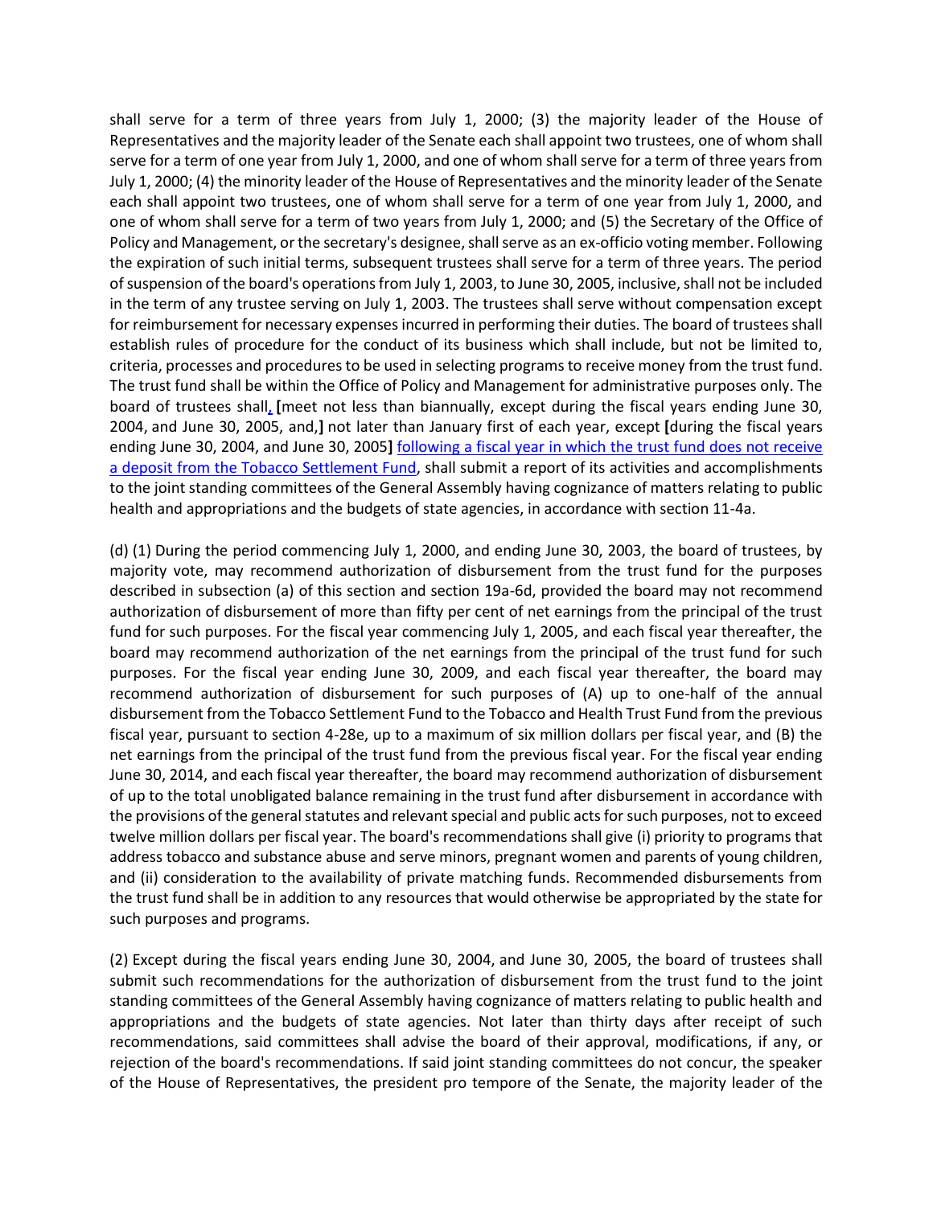shall serve for a term of three years from July 1, 2000; (3) the majority leader of the House of Representatives and the majority leader of the Senate each shall appoint two trustees, one of whom shall serve for a term of one year from July 1, 2000, and one of whom shall serve for a term of three years from July 1, 2000; (4) the minority leader of the House of Representatives and the minority leader of the Senate each shall appoint two trustees, one of whom shall serve for a term of one year from July 1, 2000, and one of whom shall serve for a term of two years from July 1, 2000; and (5) the Secretary of the Office of Policy and Management, or the secretary's designee, shall serve as an ex-officio voting member. Following the expiration of such initial terms, subsequent trustees shall serve for a term of three years. The period of suspension of the board's operations from July 1, 2003, to June 30, 2005, inclusive, shall not be included in the term of any trustee serving on July 1, 2003. The trustees shall serve without compensation except for reimbursement for necessary expenses incurred in performing their duties. The board of trustees shall establish rules of procedure for the conduct of its business which shall include, but not be limited to, criteria, processes and procedures to be used in selecting programs to receive money from the trust fund. The trust fund shall be within the Office of Policy and Management for administrative purposes only. The board of trustees shall<u>,</u> **[**meet not less than biannually, except during the fiscal years ending June 30, 2004, and June 30, 2005, and,**]** not later than January first of each year, except **[**during the fiscal years ending June 30, 2004, and June 30, 2005**]** <u>following a fiscal year in which the trust fund does not receive a deposit from the Tobacco Settlement Fund</u>, shall submit a report of its activities and accomplishments to the joint standing committees of the General Assembly having cognizance of matters relating to public health and appropriations and the budgets of state agencies, in accordance with section 11-4a.

(d) (1) During the period commencing July 1, 2000, and ending June 30, 2003, the board of trustees, by majority vote, may recommend authorization of disbursement from the trust fund for the purposes described in subsection (a) of this section and section 19a-6d, provided the board may not recommend authorization of disbursement of more than fifty per cent of net earnings from the principal of the trust fund for such purposes. For the fiscal year commencing July 1, 2005, and each fiscal year thereafter, the board may recommend authorization of the net earnings from the principal of the trust fund for such purposes. For the fiscal year ending June 30, 2009, and each fiscal year thereafter, the board may recommend authorization of disbursement for such purposes of (A) up to one-half of the annual disbursement from the Tobacco Settlement Fund to the Tobacco and Health Trust Fund from the previous fiscal year, pursuant to section 4-28e, up to a maximum of six million dollars per fiscal year, and (B) the net earnings from the principal of the trust fund from the previous fiscal year. For the fiscal year ending June 30, 2014, and each fiscal year thereafter, the board may recommend authorization of disbursement of up to the total unobligated balance remaining in the trust fund after disbursement in accordance with the provisions of the general statutes and relevant special and public acts for such purposes, not to exceed twelve million dollars per fiscal year. The board's recommendations shall give (i) priority to programs that address tobacco and substance abuse and serve minors, pregnant women and parents of young children, and (ii) consideration to the availability of private matching funds. Recommended disbursements from the trust fund shall be in addition to any resources that would otherwise be appropriated by the state for such purposes and programs.

(2) Except during the fiscal years ending June 30, 2004, and June 30, 2005, the board of trustees shall submit such recommendations for the authorization of disbursement from the trust fund to the joint standing committees of the General Assembly having cognizance of matters relating to public health and appropriations and the budgets of state agencies. Not later than thirty days after receipt of such recommendations, said committees shall advise the board of their approval, modifications, if any, or rejection of the board's recommendations. If said joint standing committees do not concur, the speaker of the House of Representatives, the president pro tempore of the Senate, the majority leader of the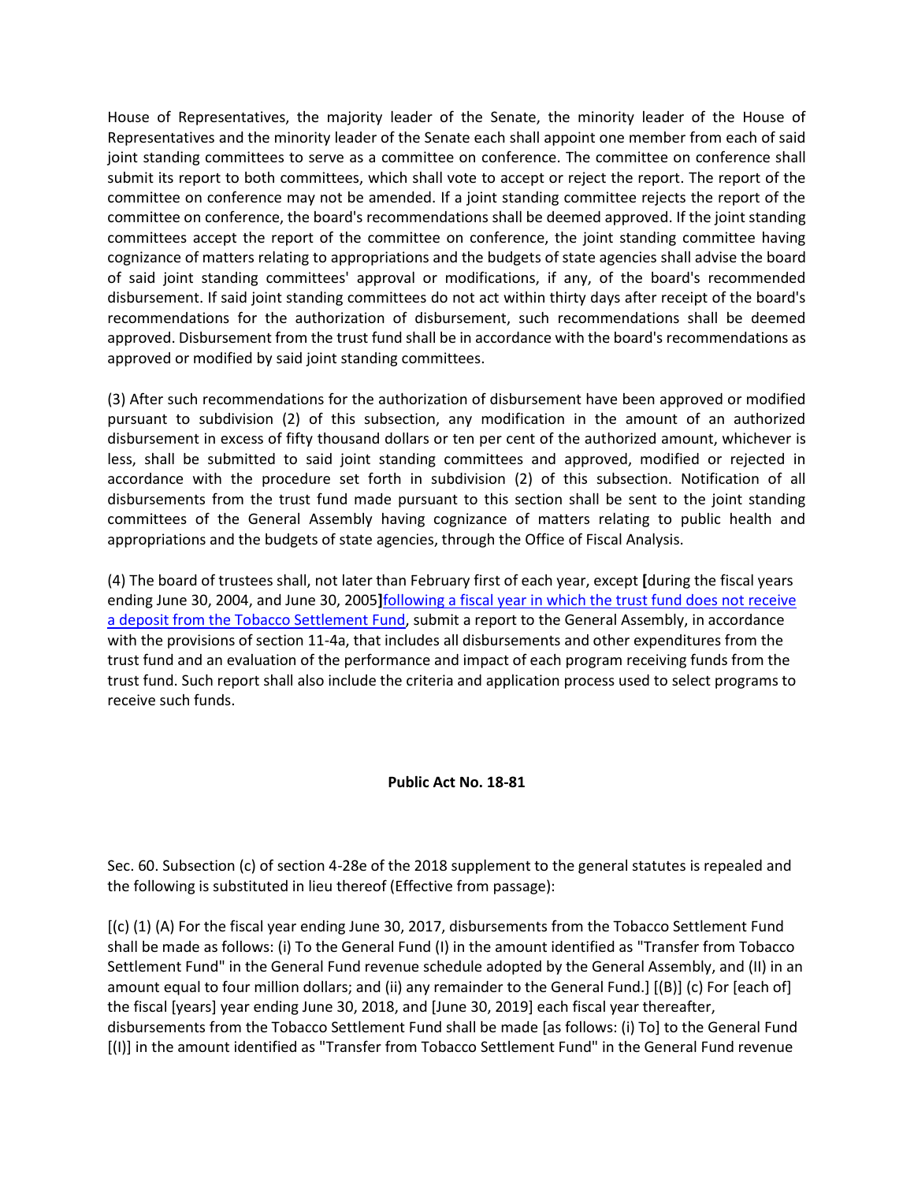House of Representatives, the majority leader of the Senate, the minority leader of the House of Representatives and the minority leader of the Senate each shall appoint one member from each of said joint standing committees to serve as a committee on conference. The committee on conference shall submit its report to both committees, which shall vote to accept or reject the report. The report of the committee on conference may not be amended. If a joint standing committee rejects the report of the committee on conference, the board's recommendations shall be deemed approved. If the joint standing committees accept the report of the committee on conference, the joint standing committee having cognizance of matters relating to appropriations and the budgets of state agencies shall advise the board of said joint standing committees' approval or modifications, if any, of the board's recommended disbursement. If said joint standing committees do not act within thirty days after receipt of the board's recommendations for the authorization of disbursement, such recommendations shall be deemed approved. Disbursement from the trust fund shall be in accordance with the board's recommendations as approved or modified by said joint standing committees.

(3) After such recommendations for the authorization of disbursement have been approved or modified pursuant to subdivision (2) of this subsection, any modification in the amount of an authorized disbursement in excess of fifty thousand dollars or ten per cent of the authorized amount, whichever is less, shall be submitted to said joint standing committees and approved, modified or rejected in accordance with the procedure set forth in subdivision (2) of this subsection. Notification of all disbursements from the trust fund made pursuant to this section shall be sent to the joint standing committees of the General Assembly having cognizance of matters relating to public health and appropriations and the budgets of state agencies, through the Office of Fiscal Analysis.

(4) The board of trustees shall, not later than February first of each year, except **[**during the fiscal years ending June 30, 2004, and June 30, 2005**]**<u>following a fiscal year in which the trust fund does not receive a deposit from the Tobacco Settlement Fund</u>, submit a report to the General Assembly, in accordance with the provisions of section 11-4a, that includes all disbursements and other expenditures from the trust fund and an evaluation of the performance and impact of each program receiving funds from the trust fund. Such report shall also include the criteria and application process used to select programs to receive such funds.

**Public Act No. 18-81**

Sec. 60. Subsection (c) of section 4-28e of the 2018 supplement to the general statutes is repealed and the following is substituted in lieu thereof (Effective from passage):

[(c) (1) (A) For the fiscal year ending June 30, 2017, disbursements from the Tobacco Settlement Fund shall be made as follows: (i) To the General Fund (I) in the amount identified as "Transfer from Tobacco Settlement Fund" in the General Fund revenue schedule adopted by the General Assembly, and (II) in an amount equal to four million dollars; and (ii) any remainder to the General Fund.] [(B)] (c) For [each of] the fiscal [years] year ending June 30, 2018, and [June 30, 2019] each fiscal year thereafter, disbursements from the Tobacco Settlement Fund shall be made [as follows: (i) To] to the General Fund [(I)] in the amount identified as "Transfer from Tobacco Settlement Fund" in the General Fund revenue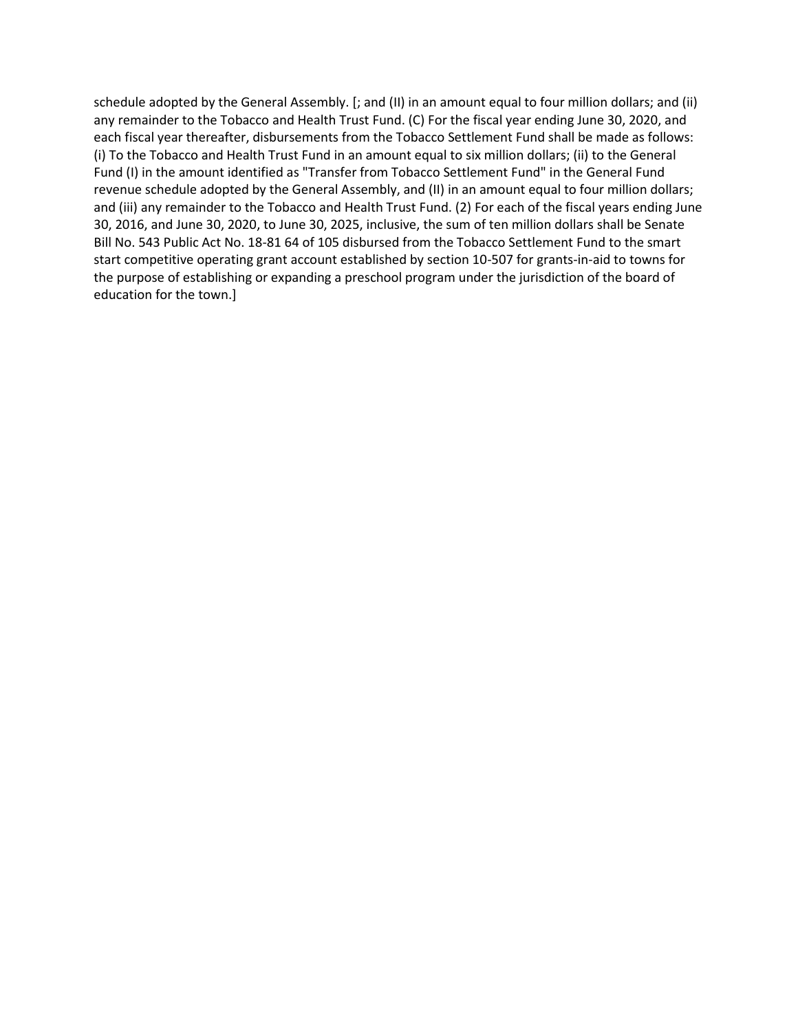schedule adopted by the General Assembly. [; and (II) in an amount equal to four million dollars; and (ii) any remainder to the Tobacco and Health Trust Fund. (C) For the fiscal year ending June 30, 2020, and each fiscal year thereafter, disbursements from the Tobacco Settlement Fund shall be made as follows: (i) To the Tobacco and Health Trust Fund in an amount equal to six million dollars; (ii) to the General Fund (I) in the amount identified as "Transfer from Tobacco Settlement Fund" in the General Fund revenue schedule adopted by the General Assembly, and (II) in an amount equal to four million dollars; and (iii) any remainder to the Tobacco and Health Trust Fund. (2) For each of the fiscal years ending June 30, 2016, and June 30, 2020, to June 30, 2025, inclusive, the sum of ten million dollars shall be disbursed from the Tobacco Settlement Fund to the smart start competitive operating grant account established by section 10-507 for grants-in-aid to towns for the purpose of establishing or expanding a preschool program under the jurisdiction of the board of education for the town.]